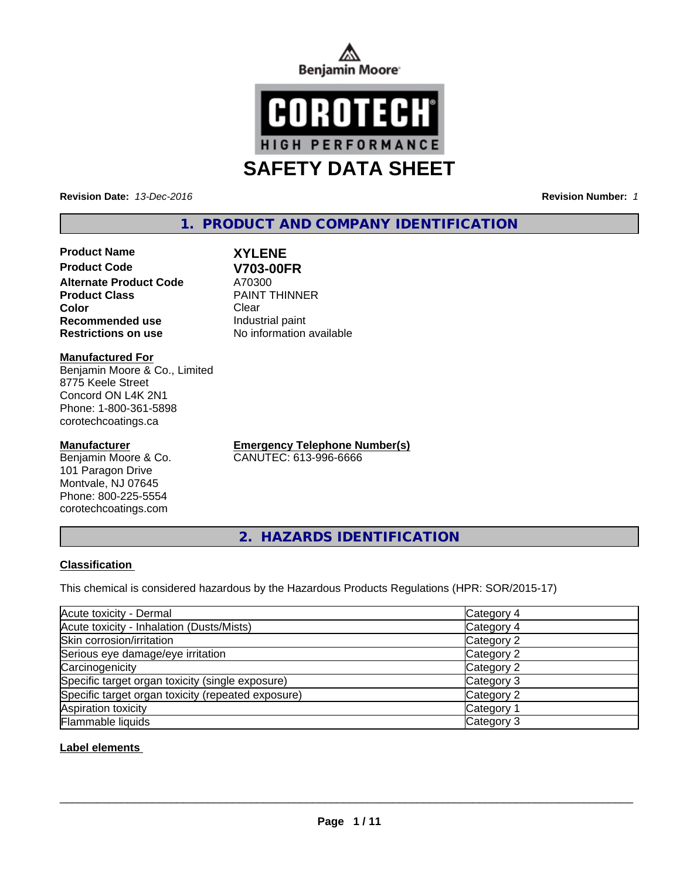Benjamin Moore

COROTECH
HIGH PERFORMANCE

# SAFETY DATA SHEET

**Revision Date:** *13-Dec-2016* **Revision Number:** *1*

## 1. PRODUCT AND COMPANY IDENTIFICATION

| | |
|---|---|
| **Product Name** | **XYLENE** |
| **Product Code** | **V703-00FR** |
| **Alternate Product Code** | A70300 |
| **Product Class** | PAINT THINNER |
| **Color** | Clear |
| **Recommended use** | Industrial paint |
| **Restrictions on use** | No information available |

**Manufactured For**
Benjamin Moore & Co., Limited
8775 Keele Street
Concord ON L4K 2N1
Phone: 1-800-361-5898
corotechcoatings.ca

**Manufacturer**
Benjamin Moore & Co.
101 Paragon Drive
Montvale, NJ 07645
Phone: 800-225-5554
corotechcoatings.com

**Emergency Telephone Number(s)**
CANUTEC: 613-996-6666

## 2. HAZARDS IDENTIFICATION

### Classification

This chemical is considered hazardous by the Hazardous Products Regulations (HPR: SOR/2015-17)

| | |
|---|---|
| Acute toxicity - Dermal | Category 4 |
| Acute toxicity - Inhalation (Dusts/Mists) | Category 4 |
| Skin corrosion/irritation | Category 2 |
| Serious eye damage/eye irritation | Category 2 |
| Carcinogenicity | Category 2 |
| Specific target organ toxicity (single exposure) | Category 3 |
| Specific target organ toxicity (repeated exposure) | Category 2 |
| Aspiration toxicity | Category 1 |
| Flammable liquids | Category 3 |

### Label elements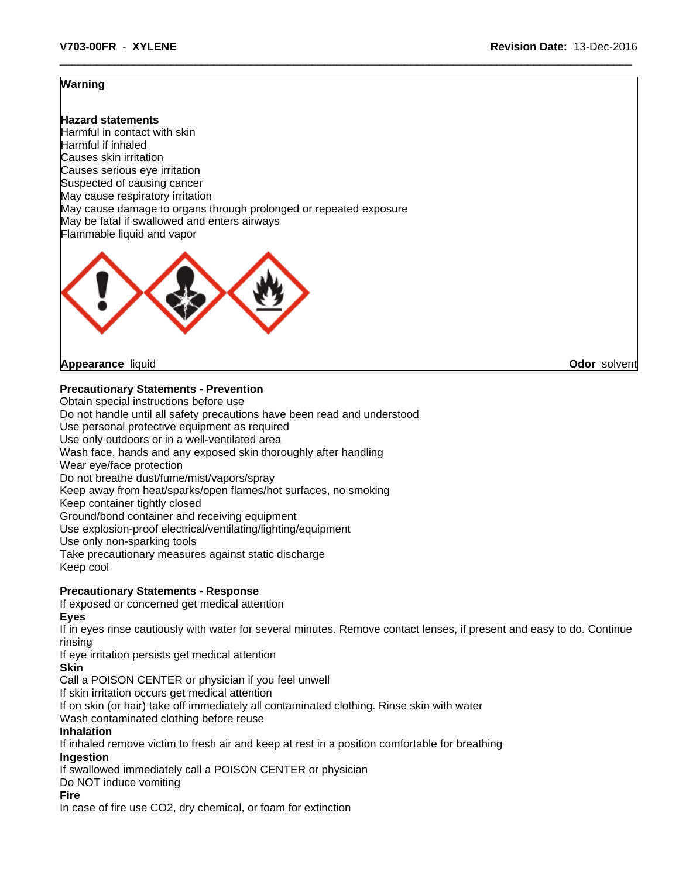**Warning**

**Hazard statements**
Harmful in contact with skin
Harmful if inhaled
Causes skin irritation
Causes serious eye irritation
Suspected of causing cancer
May cause respiratory irritation
May cause damage to organs through prolonged or repeated exposure
May be fatal if swallowed and enters airways
Flammable liquid and vapor

**Appearance** liquid **Odor** solvent

**Precautionary Statements - Prevention**
Obtain special instructions before use
Do not handle until all safety precautions have been read and understood
Use personal protective equipment as required
Use only outdoors or in a well-ventilated area
Wash face, hands and any exposed skin thoroughly after handling
Wear eye/face protection
Do not breathe dust/fume/mist/vapors/spray
Keep away from heat/sparks/open flames/hot surfaces, no smoking
Keep container tightly closed
Ground/bond container and receiving equipment
Use explosion-proof electrical/ventilating/lighting/equipment
Use only non-sparking tools
Take precautionary measures against static discharge
Keep cool

**Precautionary Statements - Response**
If exposed or concerned get medical attention
**Eyes**
If in eyes rinse cautiously with water for several minutes. Remove contact lenses, if present and easy to do. Continue rinsing
If eye irritation persists get medical attention
**Skin**
Call a POISON CENTER or physician if you feel unwell
If skin irritation occurs get medical attention
If on skin (or hair) take off immediately all contaminated clothing. Rinse skin with water
Wash contaminated clothing before reuse
**Inhalation**
If inhaled remove victim to fresh air and keep at rest in a position comfortable for breathing
**Ingestion**
If swallowed immediately call a POISON CENTER or physician
Do NOT induce vomiting
**Fire**
In case of fire use $CO_2$, dry chemical, or foam for extinction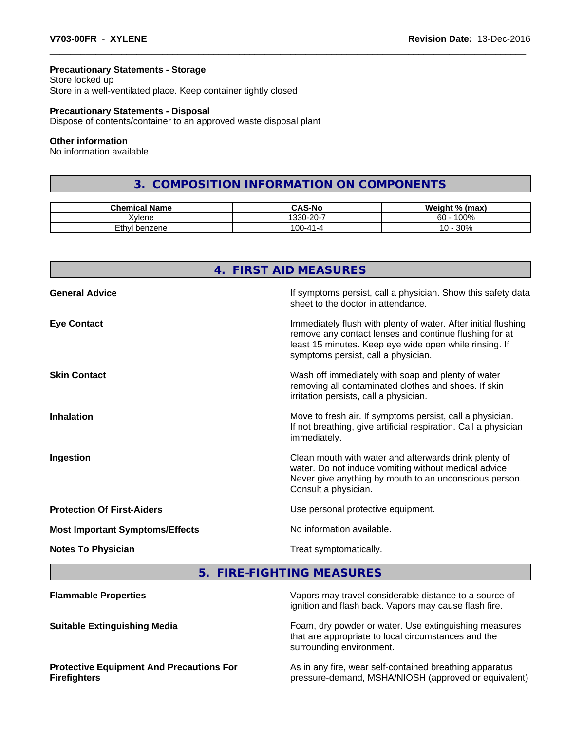**Precautionary Statements - Storage**
Store locked up
Store in a well-ventilated place. Keep container tightly closed

**Precautionary Statements - Disposal**
Dispose of contents/container to an approved waste disposal plant

**Other information**
No information available

## 3. COMPOSITION INFORMATION ON COMPONENTS

| Chemical Name | CAS-No | Weight % (max) |
|---|---|---|
| Xylene | 1330-20-7 | 60 - 100% |
| Ethyl benzene | 100-41-4 | 10 - 30% |

## 4. FIRST AID MEASURES

**General Advice**
If symptoms persist, call a physician. Show this safety data sheet to the doctor in attendance.

**Eye Contact**
Immediately flush with plenty of water. After initial flushing, remove any contact lenses and continue flushing for at least 15 minutes. Keep eye wide open while rinsing. If symptoms persist, call a physician.

**Skin Contact**
Wash off immediately with soap and plenty of water removing all contaminated clothes and shoes. If skin irritation persists, call a physician.

**Inhalation**
Move to fresh air. If symptoms persist, call a physician. If not breathing, give artificial respiration. Call a physician immediately.

**Ingestion**
Clean mouth with water and afterwards drink plenty of water. Do not induce vomiting without medical advice. Never give anything by mouth to an unconscious person. Consult a physician.

**Protection Of First-Aiders**
Use personal protective equipment.

**Most Important Symptoms/Effects**
No information available.

**Notes To Physician**
Treat symptomatically.

## 5. FIRE-FIGHTING MEASURES

**Flammable Properties**
Vapors may travel considerable distance to a source of ignition and flash back. Vapors may cause flash fire.

**Suitable Extinguishing Media**
Foam, dry powder or water. Use extinguishing measures that are appropriate to local circumstances and the surrounding environment.

**Protective Equipment And Precautions For Firefighters**
As in any fire, wear self-contained breathing apparatus pressure-demand, MSHA/NIOSH (approved or equivalent)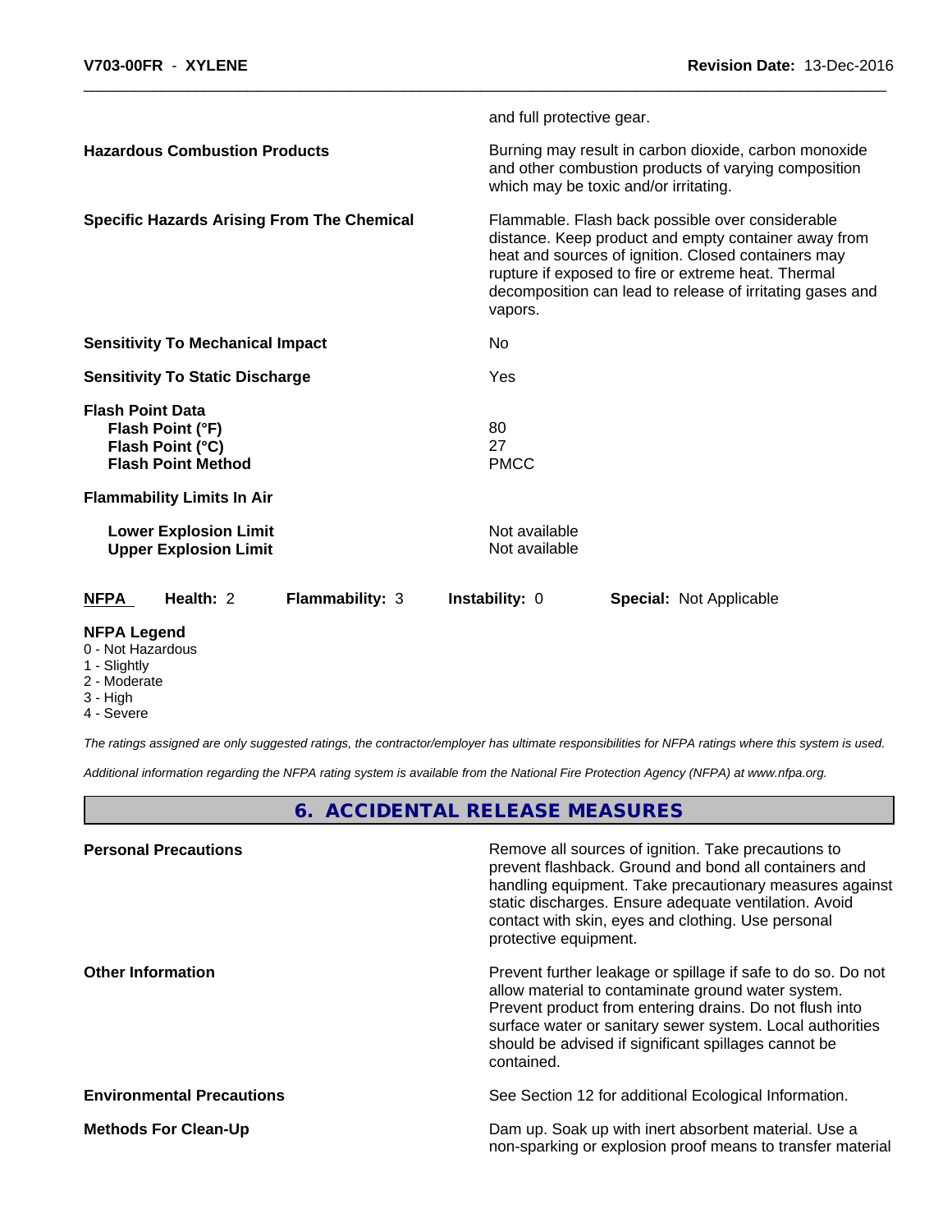and full protective gear.

**Hazardous Combustion Products** — Burning may result in carbon dioxide, carbon monoxide and other combustion products of varying composition which may be toxic and/or irritating.

**Specific Hazards Arising From The Chemical** — Flammable. Flash back possible over considerable distance. Keep product and empty container away from heat and sources of ignition. Closed containers may rupture if exposed to fire or extreme heat. Thermal decomposition can lead to release of irritating gases and vapors.

**Sensitivity To Mechanical Impact** — No

**Sensitivity To Static Discharge** — Yes

**Flash Point Data**

| | |
|---|---|
| **Flash Point (°F)** | 80 |
| **Flash Point (°C)** | 27 |
| **Flash Point Method** | PMCC |

**Flammability Limits In Air**

| | |
|---|---|
| **Lower Explosion Limit** | Not available |
| **Upper Explosion Limit** | Not available |

| **NFPA** | **Health:** 2 | **Flammability:** 3 | **Instability:** 0 | **Special:** Not Applicable |
|---|---|---|---|---|

**NFPA Legend**
- 0 - Not Hazardous
- 1 - Slightly
- 2 - Moderate
- 3 - High
- 4 - Severe

*The ratings assigned are only suggested ratings, the contractor/employer has ultimate responsibilities for NFPA ratings where this system is used.*

*Additional information regarding the NFPA rating system is available from the National Fire Protection Agency (NFPA) at www.nfpa.org.*

## 6. ACCIDENTAL RELEASE MEASURES

**Personal Precautions** — Remove all sources of ignition. Take precautions to prevent flashback. Ground and bond all containers and handling equipment. Take precautionary measures against static discharges. Ensure adequate ventilation. Avoid contact with skin, eyes and clothing. Use personal protective equipment.

**Other Information** — Prevent further leakage or spillage if safe to do so. Do not allow material to contaminate ground water system. Prevent product from entering drains. Do not flush into surface water or sanitary sewer system. Local authorities should be advised if significant spillages cannot be contained.

**Environmental Precautions** — See Section 12 for additional Ecological Information.

**Methods For Clean-Up** — Dam up. Soak up with inert absorbent material. Use a non-sparking or explosion proof means to transfer material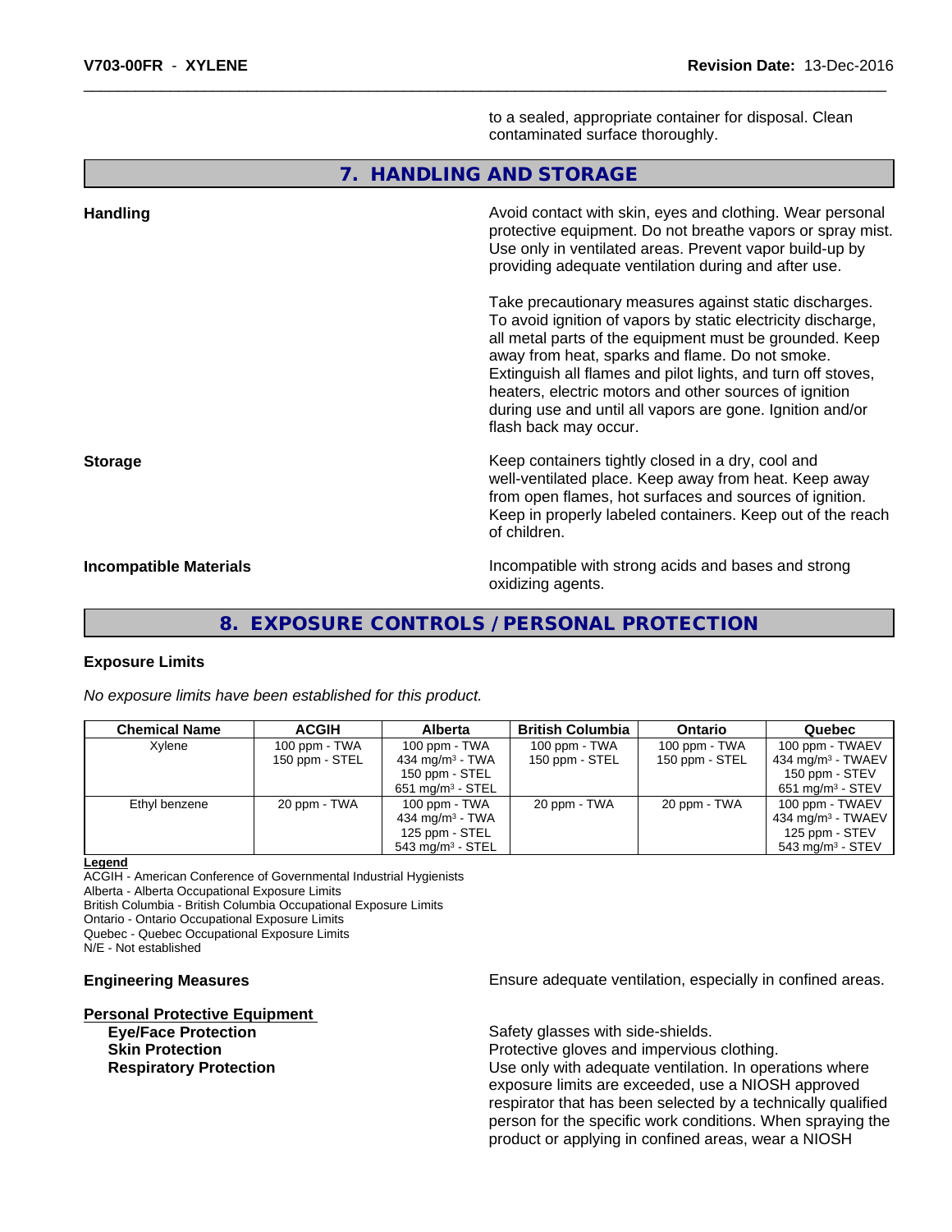to a sealed, appropriate container for disposal. Clean contaminated surface thoroughly.

## 7. HANDLING AND STORAGE

**Handling**

Avoid contact with skin, eyes and clothing. Wear personal protective equipment. Do not breathe vapors or spray mist. Use only in ventilated areas. Prevent vapor build-up by providing adequate ventilation during and after use.

Take precautionary measures against static discharges. To avoid ignition of vapors by static electricity discharge, all metal parts of the equipment must be grounded. Keep away from heat, sparks and flame. Do not smoke. Extinguish all flames and pilot lights, and turn off stoves, heaters, electric motors and other sources of ignition during use and until all vapors are gone. Ignition and/or flash back may occur.

**Storage**

Keep containers tightly closed in a dry, cool and well-ventilated place. Keep away from heat. Keep away from open flames, hot surfaces and sources of ignition. Keep in properly labeled containers. Keep out of the reach of children.

**Incompatible Materials**

Incompatible with strong acids and bases and strong oxidizing agents.

## 8. EXPOSURE CONTROLS / PERSONAL PROTECTION

**Exposure Limits**

*No exposure limits have been established for this product.*

| Chemical Name | ACGIH | Alberta | British Columbia | Ontario | Quebec |
|---|---|---|---|---|---|
| Xylene | 100 ppm - TWA<br>150 ppm - STEL | 100 ppm - TWA<br>434 mg/m³ - TWA<br>150 ppm - STEL<br>651 mg/m³ - STEL | 100 ppm - TWA<br>150 ppm - STEL | 100 ppm - TWA<br>150 ppm - STEL | 100 ppm - TWAEV<br>434 mg/m³ - TWAEV<br>150 ppm - STEV<br>651 mg/m³ - STEV |
| Ethyl benzene | 20 ppm - TWA | 100 ppm - TWA<br>434 mg/m³ - TWA<br>125 ppm - STEL<br>543 mg/m³ - STEL | 20 ppm - TWA | 20 ppm - TWA | 100 ppm - TWAEV<br>434 mg/m³ - TWAEV<br>125 ppm - STEV<br>543 mg/m³ - STEV |

**Legend**
ACGIH - American Conference of Governmental Industrial Hygienists
Alberta - Alberta Occupational Exposure Limits
British Columbia - British Columbia Occupational Exposure Limits
Ontario - Ontario Occupational Exposure Limits
Quebec - Quebec Occupational Exposure Limits
N/E - Not established

**Engineering Measures**

Ensure adequate ventilation, especially in confined areas.

**Personal Protective Equipment**

**Eye/Face Protection**: Safety glasses with side-shields.

**Skin Protection**: Protective gloves and impervious clothing.

**Respiratory Protection**: Use only with adequate ventilation. In operations where exposure limits are exceeded, use a NIOSH approved respirator that has been selected by a technically qualified person for the specific work conditions. When spraying the product or applying in confined areas, wear a NIOSH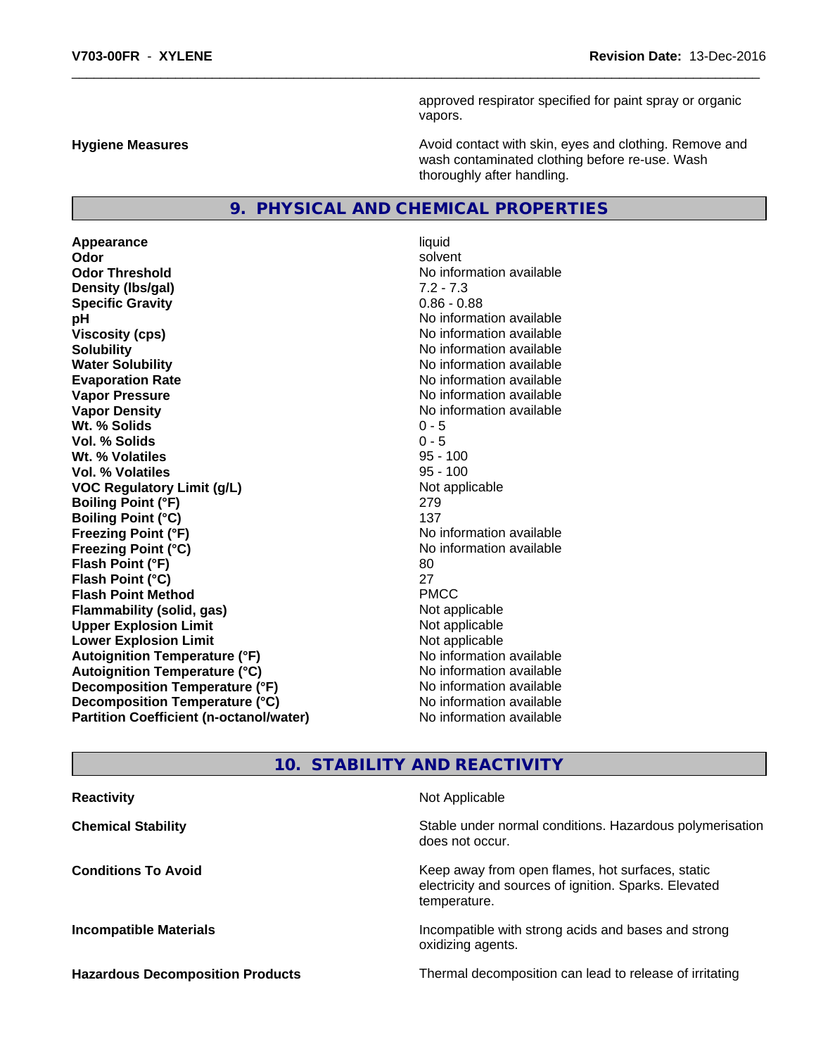approved respirator specified for paint spray or organic vapors.

**Hygiene Measures** — Avoid contact with skin, eyes and clothing. Remove and wash contaminated clothing before re-use. Wash thoroughly after handling.

## 9. PHYSICAL AND CHEMICAL PROPERTIES

| Property | Value |
|---|---|
| **Appearance** | liquid |
| **Odor** | solvent |
| **Odor Threshold** | No information available |
| **Density (lbs/gal)** | 7.2 - 7.3 |
| **Specific Gravity** | 0.86 - 0.88 |
| **pH** | No information available |
| **Viscosity (cps)** | No information available |
| **Solubility** | No information available |
| **Water Solubility** | No information available |
| **Evaporation Rate** | No information available |
| **Vapor Pressure** | No information available |
| **Vapor Density** | No information available |
| **Wt. % Solids** | 0 - 5 |
| **Vol. % Solids** | 0 - 5 |
| **Wt. % Volatiles** | 95 - 100 |
| **Vol. % Volatiles** | 95 - 100 |
| **VOC Regulatory Limit (g/L)** | Not applicable |
| **Boiling Point (°F)** | 279 |
| **Boiling Point (°C)** | 137 |
| **Freezing Point (°F)** | No information available |
| **Freezing Point (°C)** | No information available |
| **Flash Point (°F)** | 80 |
| **Flash Point (°C)** | 27 |
| **Flash Point Method** | PMCC |
| **Flammability (solid, gas)** | Not applicable |
| **Upper Explosion Limit** | Not applicable |
| **Lower Explosion Limit** | Not applicable |
| **Autoignition Temperature (°F)** | No information available |
| **Autoignition Temperature (°C)** | No information available |
| **Decomposition Temperature (°F)** | No information available |
| **Decomposition Temperature (°C)** | No information available |
| **Partition Coefficient (n-octanol/water)** | No information available |

## 10. STABILITY AND REACTIVITY

**Reactivity** — Not Applicable

**Chemical Stability** — Stable under normal conditions. Hazardous polymerisation does not occur.

**Conditions To Avoid** — Keep away from open flames, hot surfaces, static electricity and sources of ignition. Sparks. Elevated temperature.

**Incompatible Materials** — Incompatible with strong acids and bases and strong oxidizing agents.

**Hazardous Decomposition Products** — Thermal decomposition can lead to release of irritating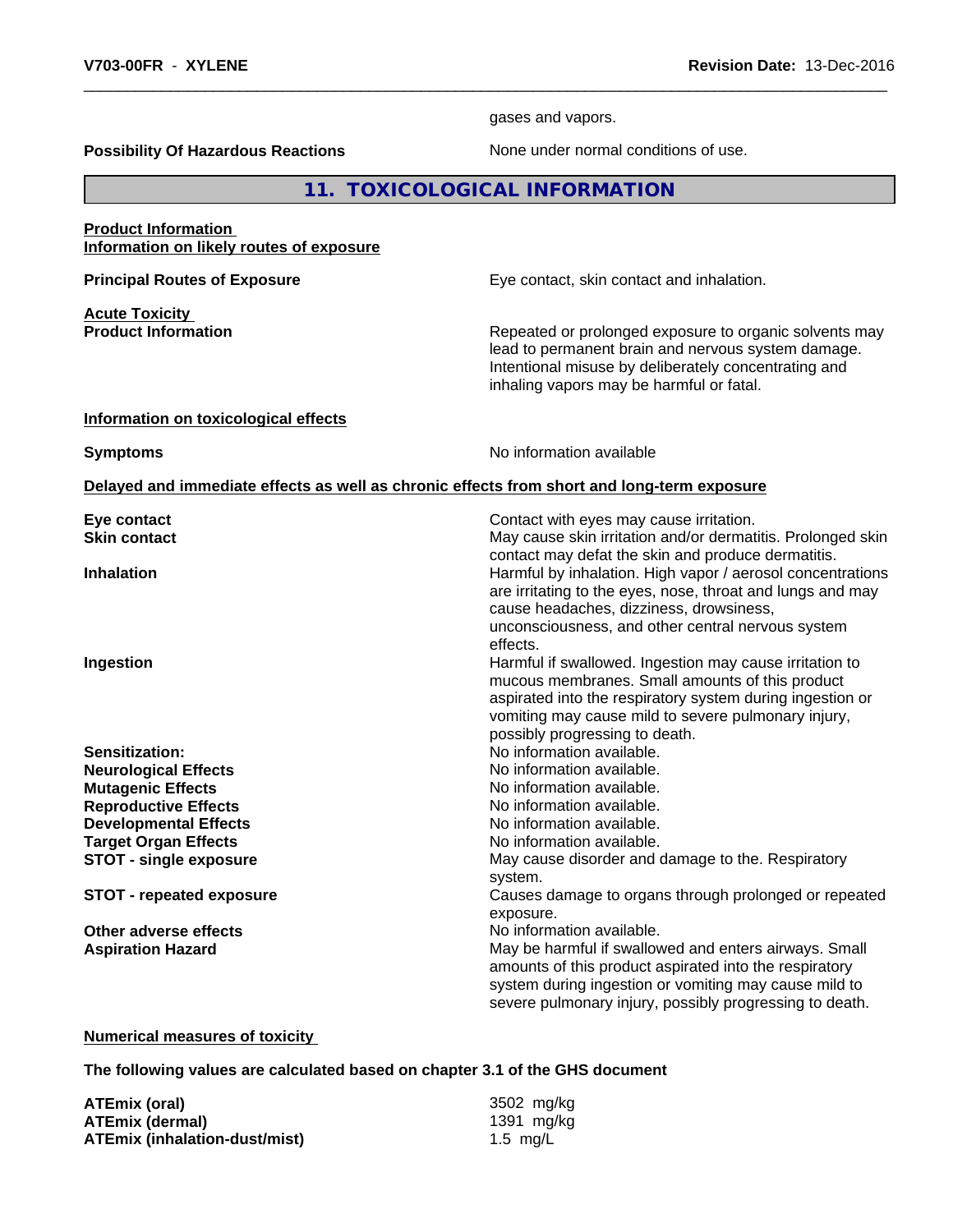gases and vapors.

**Possibility Of Hazardous Reactions** None under normal conditions of use.

## 11. TOXICOLOGICAL INFORMATION

**Product Information**
**Information on likely routes of exposure**

**Principal Routes of Exposure** Eye contact, skin contact and inhalation.

**Acute Toxicity**
**Product Information** Repeated or prolonged exposure to organic solvents may lead to permanent brain and nervous system damage. Intentional misuse by deliberately concentrating and inhaling vapors may be harmful or fatal.

**Information on toxicological effects**

**Symptoms** No information available

**Delayed and immediate effects as well as chronic effects from short and long-term exposure**

**Eye contact** Contact with eyes may cause irritation.

**Skin contact** May cause skin irritation and/or dermatitis. Prolonged skin contact may defat the skin and produce dermatitis.

**Inhalation** Harmful by inhalation. High vapor / aerosol concentrations are irritating to the eyes, nose, throat and lungs and may cause headaches, dizziness, drowsiness, unconsciousness, and other central nervous system effects.

**Ingestion** Harmful if swallowed. Ingestion may cause irritation to mucous membranes. Small amounts of this product aspirated into the respiratory system during ingestion or vomiting may cause mild to severe pulmonary injury, possibly progressing to death.

**Sensitization:** No information available.

**Neurological Effects** No information available.

**Mutagenic Effects** No information available.

**Reproductive Effects** No information available.

**Developmental Effects** No information available.

**Target Organ Effects** No information available.

**STOT - single exposure** May cause disorder and damage to the. Respiratory system.

**STOT - repeated exposure** Causes damage to organs through prolonged or repeated exposure.

**Other adverse effects** No information available.

**Aspiration Hazard** May be harmful if swallowed and enters airways. Small amounts of this product aspirated into the respiratory system during ingestion or vomiting may cause mild to severe pulmonary injury, possibly progressing to death.

**Numerical measures of toxicity**

**The following values are calculated based on chapter 3.1 of the GHS document**

**ATEmix (oral)** 3502 mg/kg
**ATEmix (dermal)** 1391 mg/kg
**ATEmix (inhalation-dust/mist)** 1.5 mg/L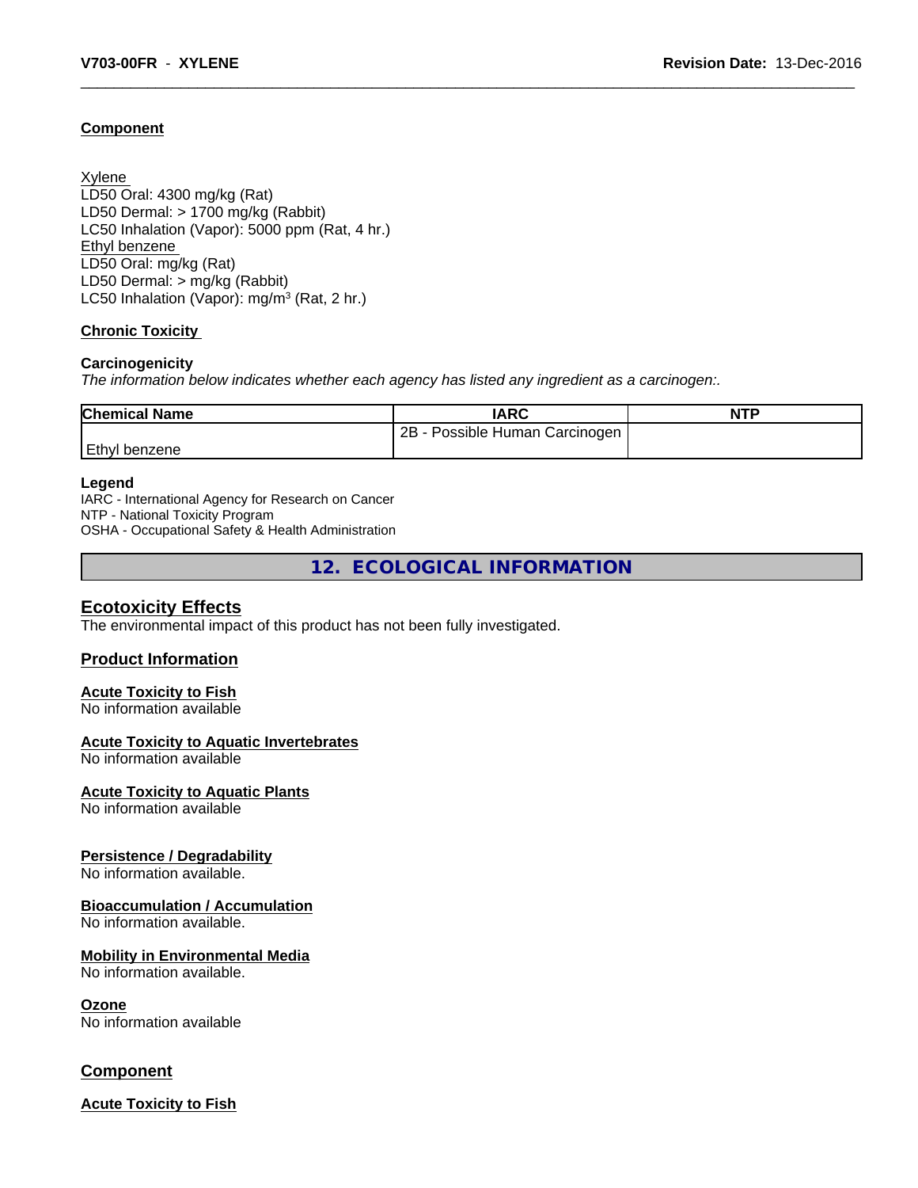### Component

Xylene
LD50 Oral: 4300 mg/kg (Rat)
LD50 Dermal: > 1700 mg/kg (Rabbit)
LC50 Inhalation (Vapor): 5000 ppm (Rat, 4 hr.)
Ethyl benzene
LD50 Oral: mg/kg (Rat)
LD50 Dermal: > mg/kg (Rabbit)
LC50 Inhalation (Vapor): mg/m$^3$ (Rat, 2 hr.)

### Chronic Toxicity

**Carcinogenicity**

*The information below indicates whether each agency has listed any ingredient as a carcinogen:.*

| Chemical Name | IARC | NTP |
|---|---|---|
| Ethyl benzene | 2B - Possible Human Carcinogen | |

**Legend**

IARC - International Agency for Research on Cancer
NTP - National Toxicity Program
OSHA - Occupational Safety & Health Administration

## 12. ECOLOGICAL INFORMATION

### Ecotoxicity Effects

The environmental impact of this product has not been fully investigated.

### Product Information

**Acute Toxicity to Fish**
No information available

**Acute Toxicity to Aquatic Invertebrates**
No information available

**Acute Toxicity to Aquatic Plants**
No information available

**Persistence / Degradability**
No information available.

**Bioaccumulation / Accumulation**
No information available.

**Mobility in Environmental Media**
No information available.

**Ozone**
No information available

### Component

**Acute Toxicity to Fish**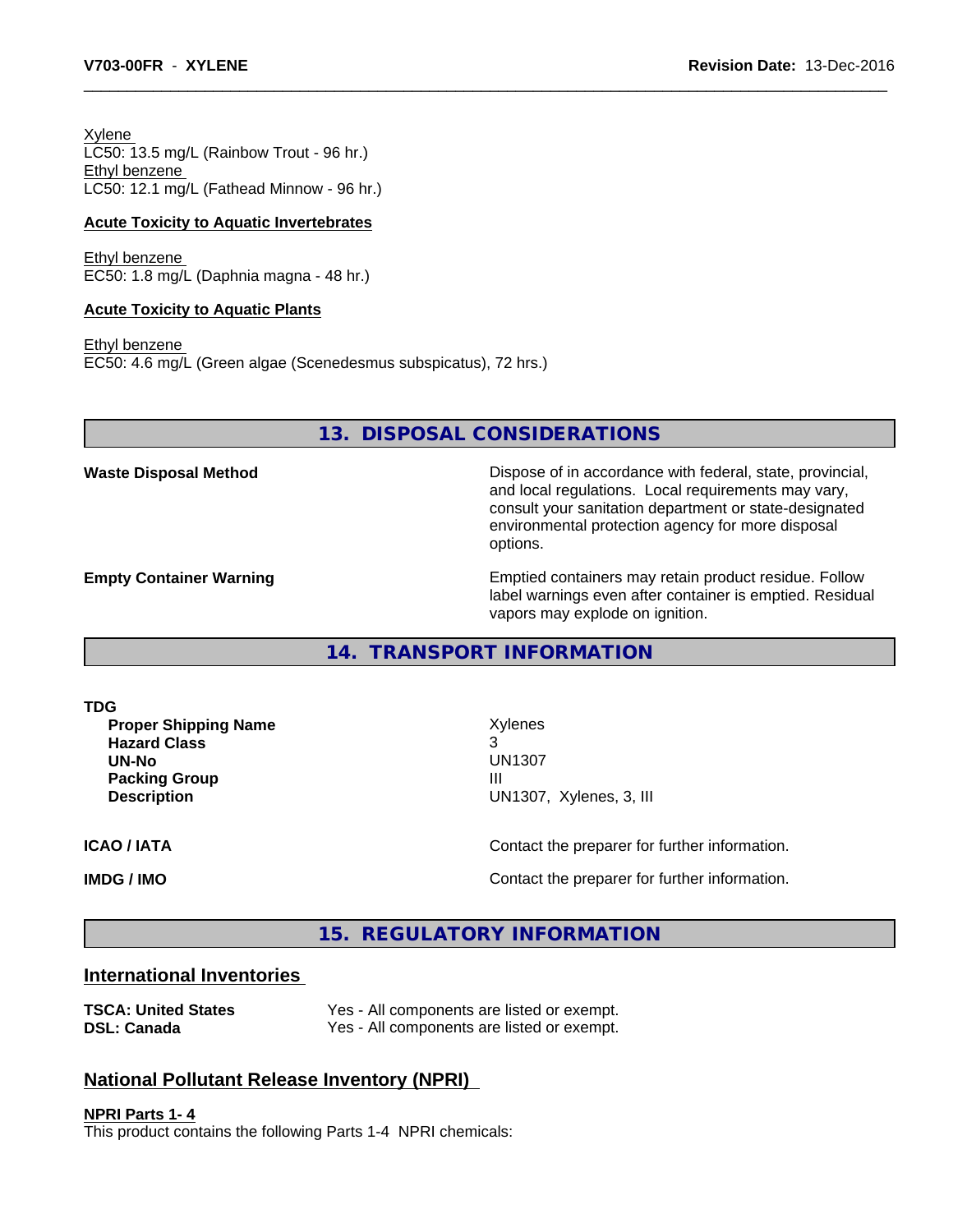Xylene
LC50: 13.5 mg/L (Rainbow Trout - 96 hr.)
Ethyl benzene
LC50: 12.1 mg/L (Fathead Minnow - 96 hr.)

**Acute Toxicity to Aquatic Invertebrates**

Ethyl benzene
EC50: 1.8 mg/L (Daphnia magna - 48 hr.)

**Acute Toxicity to Aquatic Plants**

Ethyl benzene
EC50: 4.6 mg/L (Green algae (Scenedesmus subspicatus), 72 hrs.)

## 13. DISPOSAL CONSIDERATIONS

**Waste Disposal Method**

Dispose of in accordance with federal, state, provincial, and local regulations. Local requirements may vary, consult your sanitation department or state-designated environmental protection agency for more disposal options.

**Empty Container Warning**

Emptied containers may retain product residue. Follow label warnings even after container is emptied. Residual vapors may explode on ignition.

## 14. TRANSPORT INFORMATION

**TDG**

| | |
|---|---|
| **Proper Shipping Name** | Xylenes |
| **Hazard Class** | 3 |
| **UN-No** | UN1307 |
| **Packing Group** | III |
| **Description** | UN1307, Xylenes, 3, III |

**ICAO / IATA** — Contact the preparer for further information.

**IMDG / IMO** — Contact the preparer for further information.

## 15. REGULATORY INFORMATION

### International Inventories

| | |
|---|---|
| **TSCA: United States** | Yes - All components are listed or exempt. |
| **DSL: Canada** | Yes - All components are listed or exempt. |

### National Pollutant Release Inventory (NPRI)

**NPRI Parts 1- 4**
This product contains the following Parts 1-4 NPRI chemicals: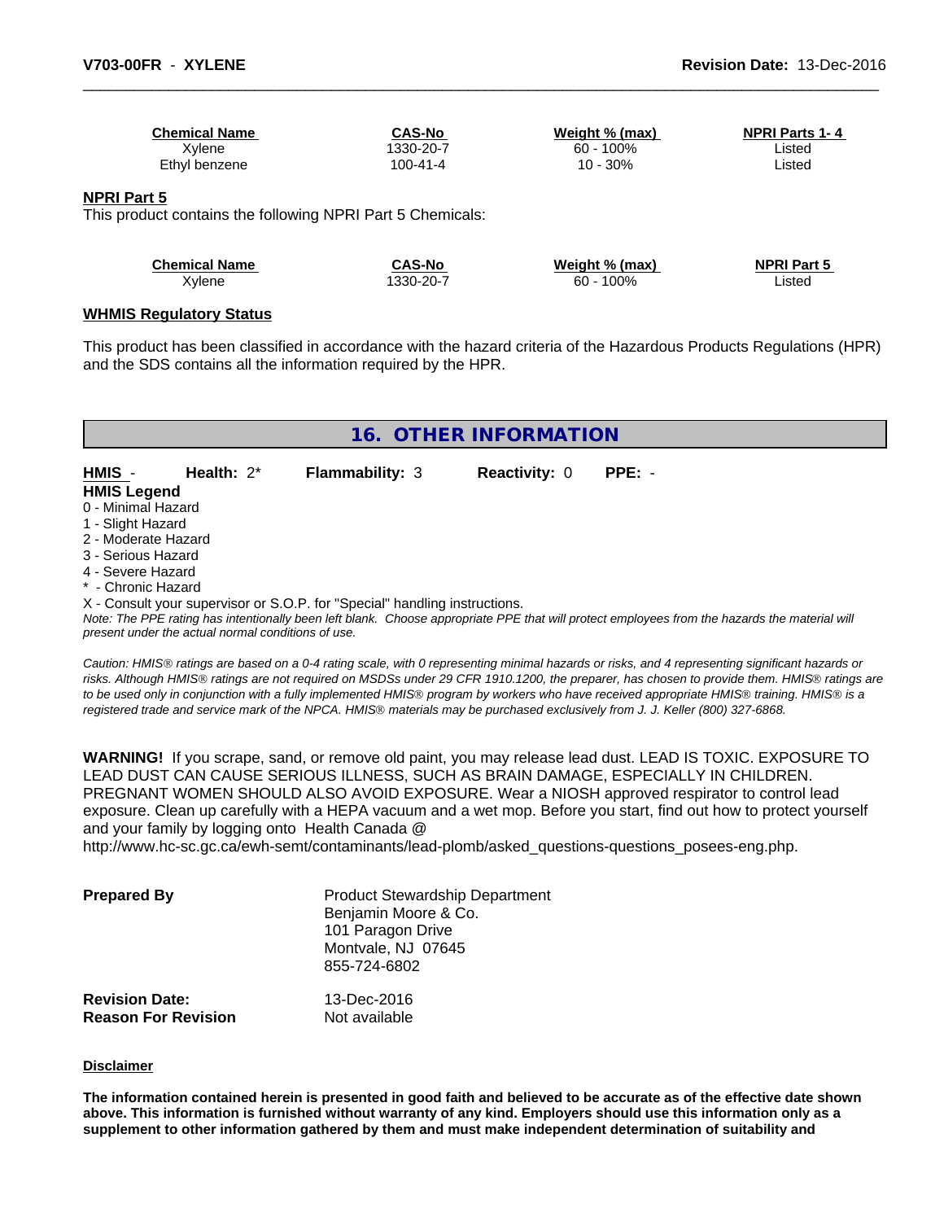| Chemical Name | CAS-No | Weight % (max) | NPRI Parts 1- 4 |
|---|---|---|---|
| Xylene | 1330-20-7 | 60 - 100% | Listed |
| Ethyl benzene | 100-41-4 | 10 - 30% | Listed |

**NPRI Part 5**

This product contains the following NPRI Part 5 Chemicals:

| Chemical Name | CAS-No | Weight % (max) | NPRI Part 5 |
|---|---|---|---|
| Xylene | 1330-20-7 | 60 - 100% | Listed |

**WHMIS Regulatory Status**

This product has been classified in accordance with the hazard criteria of the Hazardous Products Regulations (HPR) and the SDS contains all the information required by the HPR.

## 16. OTHER INFORMATION

**HMIS** - **Health:** 2* **Flammability:** 3 **Reactivity:** 0 **PPE:** -

**HMIS Legend**
0 - Minimal Hazard
1 - Slight Hazard
2 - Moderate Hazard
3 - Serious Hazard
4 - Severe Hazard
* - Chronic Hazard
X - Consult your supervisor or S.O.P. for "Special" handling instructions.

*Note: The PPE rating has intentionally been left blank. Choose appropriate PPE that will protect employees from the hazards the material will present under the actual normal conditions of use.*

*Caution: HMIS® ratings are based on a 0-4 rating scale, with 0 representing minimal hazards or risks, and 4 representing significant hazards or risks. Although HMIS® ratings are not required on MSDSs under 29 CFR 1910.1200, the preparer, has chosen to provide them. HMIS® ratings are to be used only in conjunction with a fully implemented HMIS® program by workers who have received appropriate HMIS® training. HMIS® is a registered trade and service mark of the NPCA. HMIS® materials may be purchased exclusively from J. J. Keller (800) 327-6868.*

**WARNING!** If you scrape, sand, or remove old paint, you may release lead dust. LEAD IS TOXIC. EXPOSURE TO LEAD DUST CAN CAUSE SERIOUS ILLNESS, SUCH AS BRAIN DAMAGE, ESPECIALLY IN CHILDREN. PREGNANT WOMEN SHOULD ALSO AVOID EXPOSURE. Wear a NIOSH approved respirator to control lead exposure. Clean up carefully with a HEPA vacuum and a wet mop. Before you start, find out how to protect yourself and your family by logging onto Health Canada @ http://www.hc-sc.gc.ca/ewh-semt/contaminants/lead-plomb/asked_questions-questions_posees-eng.php.

**Prepared By**
Product Stewardship Department
Benjamin Moore & Co.
101 Paragon Drive
Montvale, NJ 07645
855-724-6802

**Revision Date:** 13-Dec-2016
**Reason For Revision** Not available

**Disclaimer**

**The information contained herein is presented in good faith and believed to be accurate as of the effective date shown above. This information is furnished without warranty of any kind. Employers should use this information only as a supplement to other information gathered by them and must make independent determination of suitability and**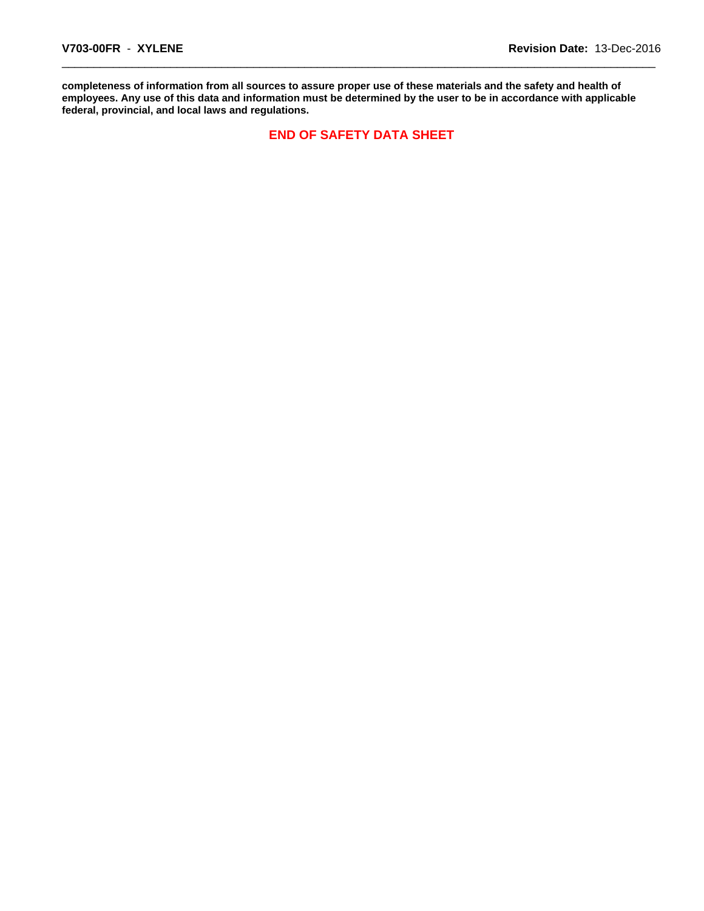**completeness of information from all sources to assure proper use of these materials and the safety and health of employees. Any use of this data and information must be determined by the user to be in accordance with applicable federal, provincial, and local laws and regulations.**

**END OF SAFETY DATA SHEET**